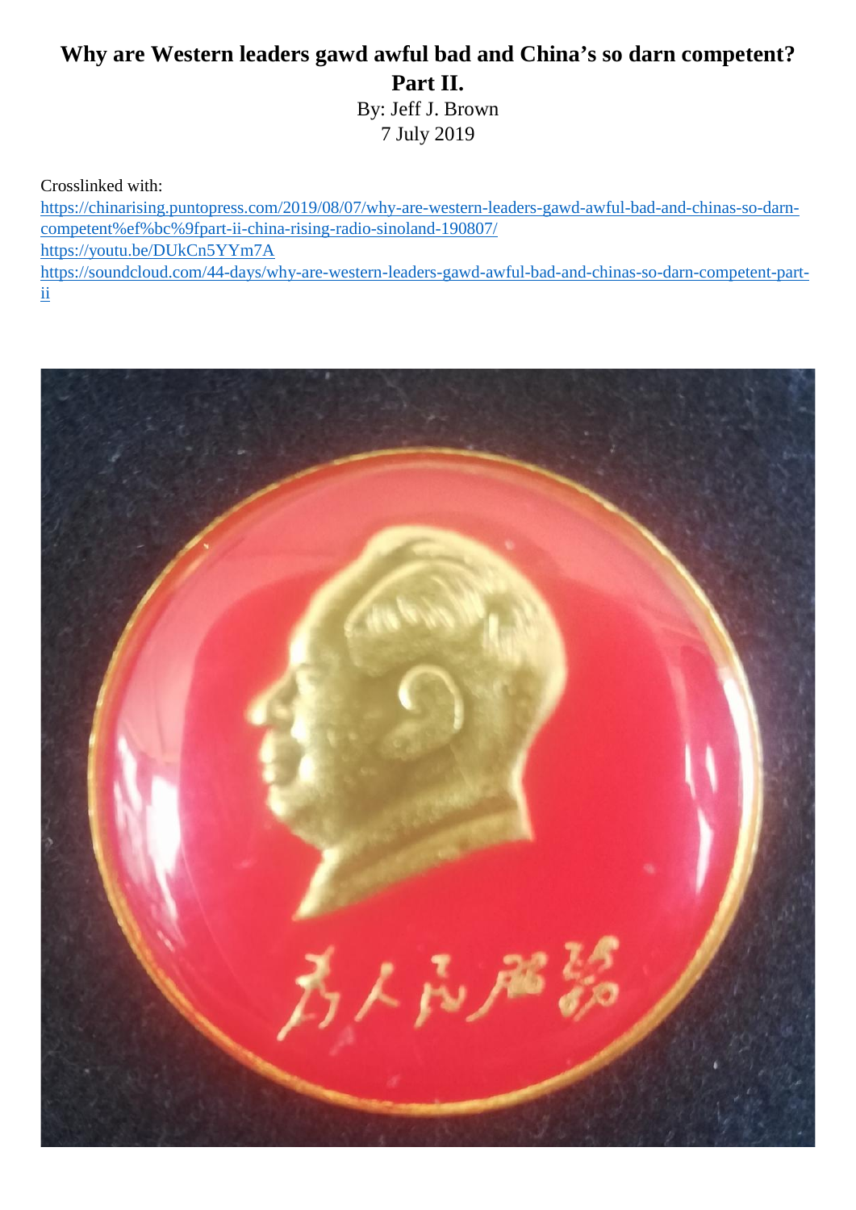# Why are Western leaders gawd awful bad and China's so darn competent? Part II.

By: Jeff J. Brown

7 July 2019

Crosslinked with:

https://chinarising.puntopress.com/2019/08/07/why-are-western-leaders-gawd-awful-bad-and-chinas-so-darn-competent%ef%bc%9fpart-ii-china-rising-radio-sinoland-190807/

https://youtu.be/DUkCn5YYm7A

https://soundcloud.com/44-days/why-are-western-leaders-gawd-awful-bad-and-chinas-so-darn-competent-part-ii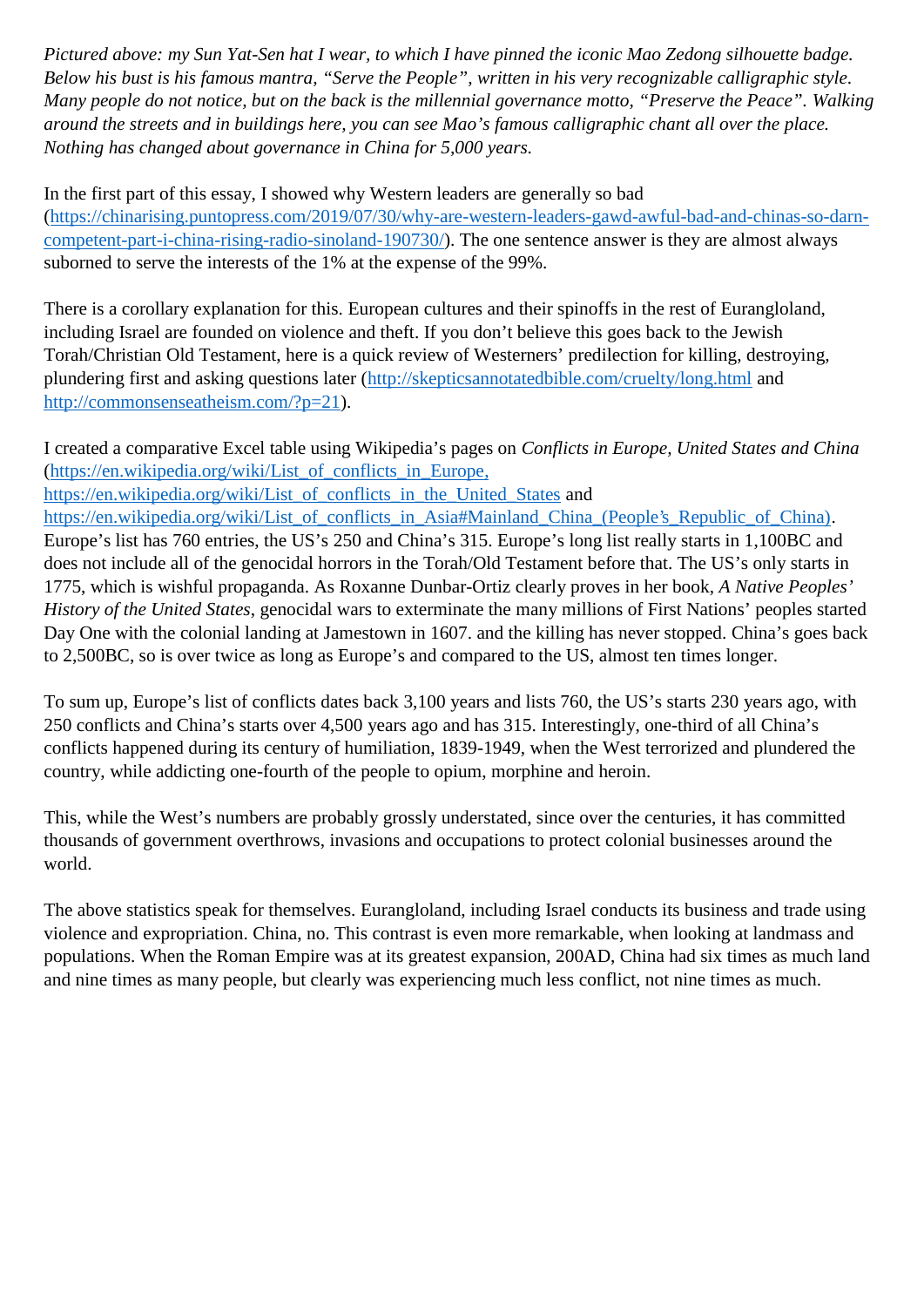*Pictured above: my Sun Yat-Sen hat I wear, to which I have pinned the iconic Mao Zedong silhouette badge. Below his bust is his famous mantra, "Serve the People", written in his very recognizable calligraphic style. Many people do not notice, but on the back is the millennial governance motto, "Preserve the Peace". Walking around the streets and in buildings here, you can see Mao's famous calligraphic chant all over the place. Nothing has changed about governance in China for 5,000 years.*

In the first part of this essay, I showed why Western leaders are generally so bad (https://chinarising.puntopress.com/2019/07/30/why-are-western-leaders-gawd-awful-bad-and-chinas-so-darn-competent-part-i-china-rising-radio-sinoland-190730/). The one sentence answer is they are almost always suborned to serve the interests of the 1% at the expense of the 99%.

There is a corollary explanation for this. European cultures and their spinoffs in the rest of Eurangloland, including Israel are founded on violence and theft. If you don't believe this goes back to the Jewish Torah/Christian Old Testament, here is a quick review of Westerners' predilection for killing, destroying, plundering first and asking questions later (http://skepticsannotatedbible.com/cruelty/long.html and http://commonsenseatheism.com/?p=21).

I created a comparative Excel table using Wikipedia's pages on *Conflicts in Europe, United States and China* (https://en.wikipedia.org/wiki/List_of_conflicts_in_Europe, https://en.wikipedia.org/wiki/List_of_conflicts_in_the_United_States and https://en.wikipedia.org/wiki/List_of_conflicts_in_Asia#Mainland_China_(People's_Republic_of_China). Europe's list has 760 entries, the US's 250 and China's 315. Europe's long list really starts in 1,100BC and does not include all of the genocidal horrors in the Torah/Old Testament before that. The US's only starts in 1775, which is wishful propaganda. As Roxanne Dunbar-Ortiz clearly proves in her book, *A Native Peoples' History of the United States*, genocidal wars to exterminate the many millions of First Nations' peoples started Day One with the colonial landing at Jamestown in 1607. and the killing has never stopped. China's goes back to 2,500BC, so is over twice as long as Europe's and compared to the US, almost ten times longer.

To sum up, Europe's list of conflicts dates back 3,100 years and lists 760, the US's starts 230 years ago, with 250 conflicts and China's starts over 4,500 years ago and has 315. Interestingly, one-third of all China's conflicts happened during its century of humiliation, 1839-1949, when the West terrorized and plundered the country, while addicting one-fourth of the people to opium, morphine and heroin.

This, while the West's numbers are probably grossly understated, since over the centuries, it has committed thousands of government overthrows, invasions and occupations to protect colonial businesses around the world.

The above statistics speak for themselves. Eurangloland, including Israel conducts its business and trade using violence and expropriation. China, no. This contrast is even more remarkable, when looking at landmass and populations. When the Roman Empire was at its greatest expansion, 200AD, China had six times as much land and nine times as many people, but clearly was experiencing much less conflict, not nine times as much.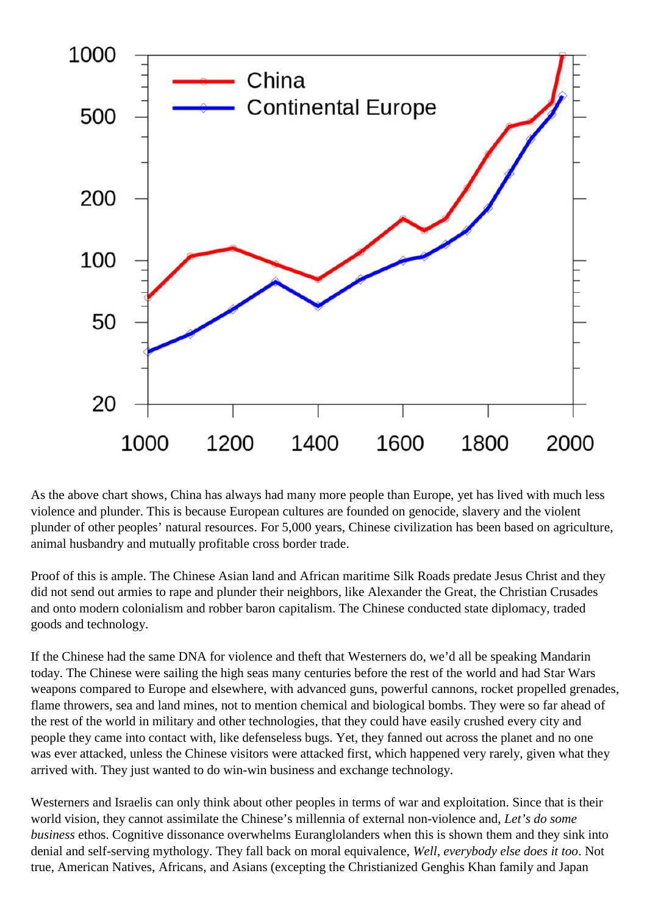As the above chart shows, China has always had many more people than Europe, yet has lived with much less violence and plunder. This is because European cultures are founded on genocide, slavery and the violent plunder of other peoples' natural resources. For 5,000 years, Chinese civilization has been based on agriculture, animal husbandry and mutually profitable cross border trade.

Proof of this is ample. The Chinese Asian land and African maritime Silk Roads predate Jesus Christ and they did not send out armies to rape and plunder their neighbors, like Alexander the Great, the Christian Crusades and onto modern colonialism and robber baron capitalism. The Chinese conducted state diplomacy, traded goods and technology.

If the Chinese had the same DNA for violence and theft that Westerners do, we'd all be speaking Mandarin today. The Chinese were sailing the high seas many centuries before the rest of the world and had Star Wars weapons compared to Europe and elsewhere, with advanced guns, powerful cannons, rocket propelled grenades, flame throwers, sea and land mines, not to mention chemical and biological bombs. They were so far ahead of the rest of the world in military and other technologies, that they could have easily crushed every city and people they came into contact with, like defenseless bugs. Yet, they fanned out across the planet and no one was ever attacked, unless the Chinese visitors were attacked first, which happened very rarely, given what they arrived with. They just wanted to do win-win business and exchange technology.

Westerners and Israelis can only think about other peoples in terms of war and exploitation. Since that is their world vision, they cannot assimilate the Chinese's millennia of external non-violence and, *Let's do some business* ethos. Cognitive dissonance overwhelms Euranglolanders when this is shown them and they sink into denial and self-serving mythology. They fall back on moral equivalence, *Well, everybody else does it too*. Not true, American Natives, Africans, and Asians (excepting the Christianized Genghis Khan family and Japan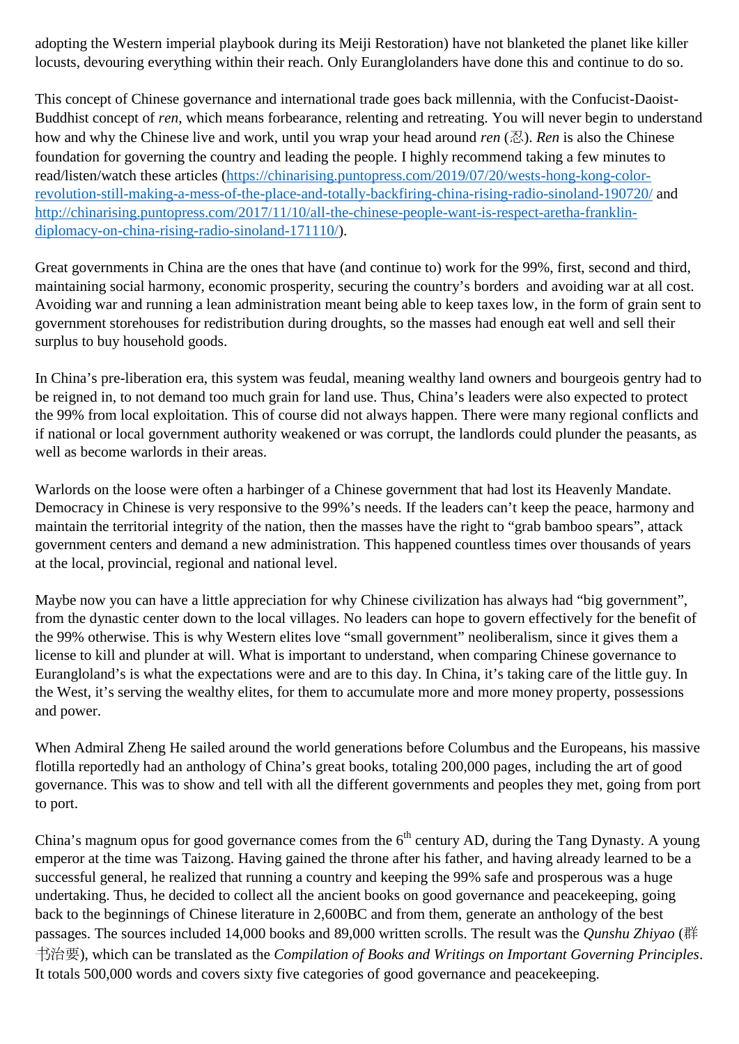adopting the Western imperial playbook during its Meiji Restoration) have not blanketed the planet like killer locusts, devouring everything within their reach. Only Euranglolanders have done this and continue to do so.

This concept of Chinese governance and international trade goes back millennia, with the Confucist-Daoist-Buddhist concept of *ren*, which means forbearance, relenting and retreating. You will never begin to understand how and why the Chinese live and work, until you wrap your head around *ren* (忍). *Ren* is also the Chinese foundation for governing the country and leading the people. I highly recommend taking a few minutes to read/listen/watch these articles (https://chinarising.puntopress.com/2019/07/20/wests-hong-kong-color-revolution-still-making-a-mess-of-the-place-and-totally-backfiring-china-rising-radio-sinoland-190720/ and http://chinarising.puntopress.com/2017/11/10/all-the-chinese-people-want-is-respect-aretha-franklin-diplomacy-on-china-rising-radio-sinoland-171110/).

Great governments in China are the ones that have (and continue to) work for the 99%, first, second and third, maintaining social harmony, economic prosperity, securing the country's borders and avoiding war at all cost. Avoiding war and running a lean administration meant being able to keep taxes low, in the form of grain sent to government storehouses for redistribution during droughts, so the masses had enough eat well and sell their surplus to buy household goods.

In China's pre-liberation era, this system was feudal, meaning wealthy land owners and bourgeois gentry had to be reigned in, to not demand too much grain for land use. Thus, China's leaders were also expected to protect the 99% from local exploitation. This of course did not always happen. There were many regional conflicts and if national or local government authority weakened or was corrupt, the landlords could plunder the peasants, as well as become warlords in their areas.

Warlords on the loose were often a harbinger of a Chinese government that had lost its Heavenly Mandate. Democracy in Chinese is very responsive to the 99%'s needs. If the leaders can't keep the peace, harmony and maintain the territorial integrity of the nation, then the masses have the right to "grab bamboo spears", attack government centers and demand a new administration. This happened countless times over thousands of years at the local, provincial, regional and national level.

Maybe now you can have a little appreciation for why Chinese civilization has always had "big government", from the dynastic center down to the local villages. No leaders can hope to govern effectively for the benefit of the 99% otherwise. This is why Western elites love "small government" neoliberalism, since it gives them a license to kill and plunder at will. What is important to understand, when comparing Chinese governance to Euranglolands's is what the expectations were and are to this day. In China, it's taking care of the little guy. In the West, it's serving the wealthy elites, for them to accumulate more and more money property, possessions and power.

When Admiral Zheng He sailed around the world generations before Columbus and the Europeans, his massive flotilla reportedly had an anthology of China's great books, totaling 200,000 pages, including the art of good governance. This was to show and tell with all the different governments and peoples they met, going from port to port.

China's magnum opus for good governance comes from the 6th century AD, during the Tang Dynasty. A young emperor at the time was Taizong. Having gained the throne after his father, and having already learned to be a successful general, he realized that running a country and keeping the 99% safe and prosperous was a huge undertaking. Thus, he decided to collect all the ancient books on good governance and peacekeeping, going back to the beginnings of Chinese literature in 2,600BC and from them, generate an anthology of the best passages. The sources included 14,000 books and 89,000 written scrolls. The result was the *Qunshu Zhiyao* (群书治要), which can be translated as the *Compilation of Books and Writings on Important Governing Principles*. It totals 500,000 words and covers sixty five categories of good governance and peacekeeping.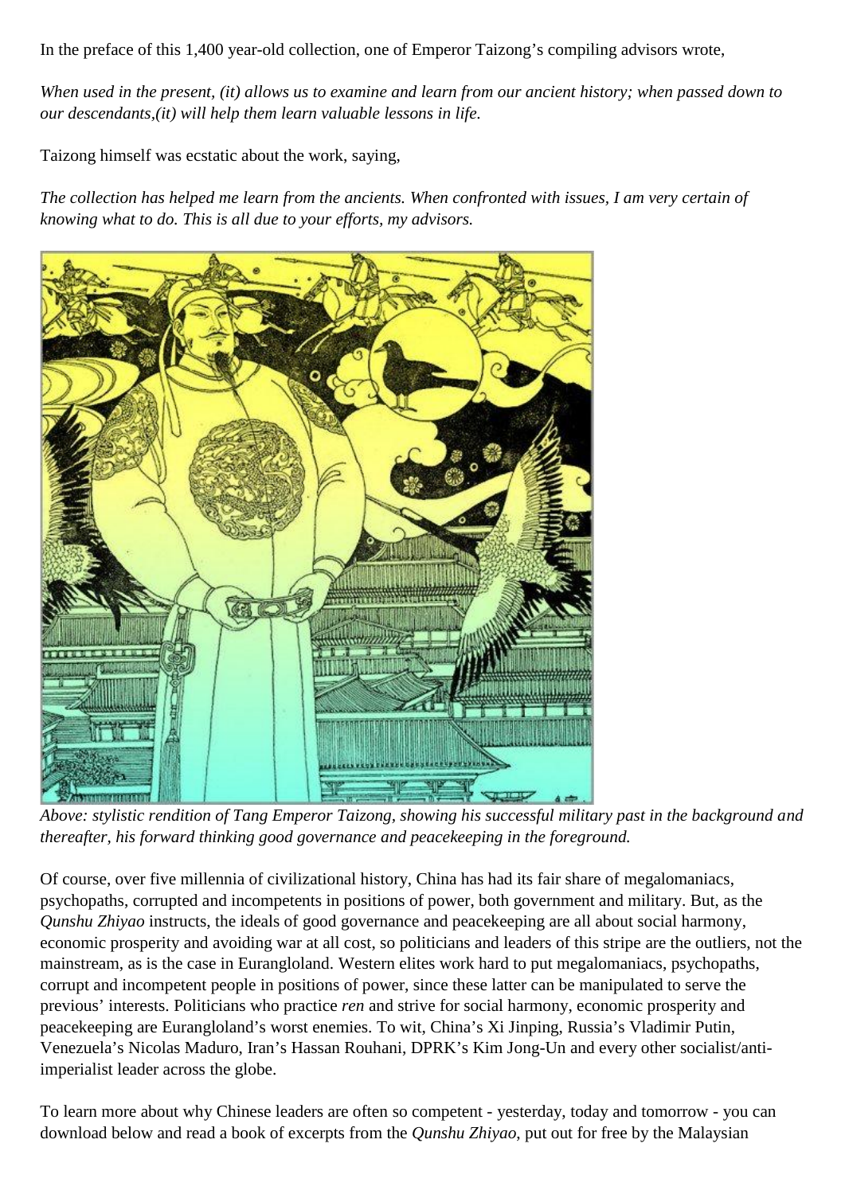In the preface of this 1,400 year-old collection, one of Emperor Taizong's compiling advisors wrote,

*When used in the present, (it) allows us to examine and learn from our ancient history; when passed down to our descendants,(it) will help them learn valuable lessons in life.*

Taizong himself was ecstatic about the work, saying,

*The collection has helped me learn from the ancients. When confronted with issues, I am very certain of knowing what to do. This is all due to your efforts, my advisors.*

*Above: stylistic rendition of Tang Emperor Taizong, showing his successful military past in the background and thereafter, his forward thinking good governance and peacekeeping in the foreground.*

Of course, over five millennia of civilizational history, China has had its fair share of megalomaniacs, psychopaths, corrupted and incompetents in positions of power, both government and military. But, as the *Qunshu Zhiyao* instructs, the ideals of good governance and peacekeeping are all about social harmony, economic prosperity and avoiding war at all cost, so politicians and leaders of this stripe are the outliers, not the mainstream, as is the case in Eurangloland. Western elites work hard to put megalomaniacs, psychopaths, corrupt and incompetent people in positions of power, since these latter can be manipulated to serve the previous' interests. Politicians who practice *ren* and strive for social harmony, economic prosperity and peacekeeping are Eurangloland's worst enemies. To wit, China's Xi Jinping, Russia's Vladimir Putin, Venezuela's Nicolas Maduro, Iran's Hassan Rouhani, DPRK's Kim Jong-Un and every other socialist/anti-imperialist leader across the globe.

To learn more about why Chinese leaders are often so competent - yesterday, today and tomorrow - you can download below and read a book of excerpts from the *Qunshu Zhiyao*, put out for free by the Malaysian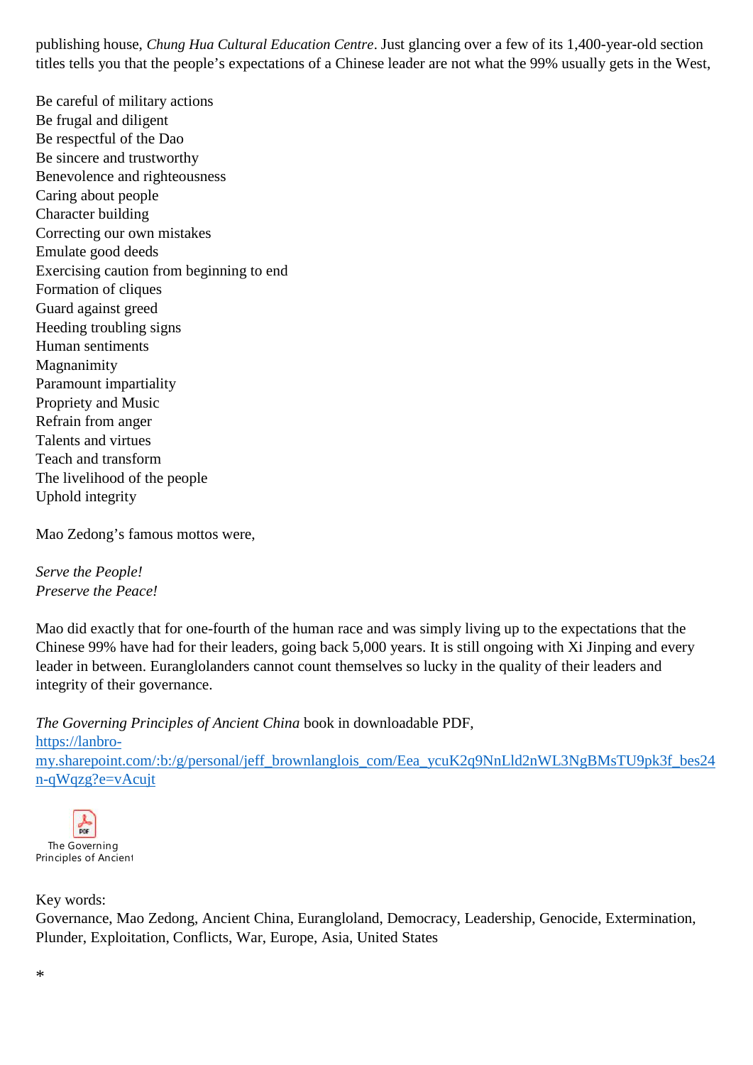publishing house, *Chung Hua Cultural Education Centre*. Just glancing over a few of its 1,400-year-old section titles tells you that the people's expectations of a Chinese leader are not what the 99% usually gets in the West,

Be careful of military actions
Be frugal and diligent
Be respectful of the Dao
Be sincere and trustworthy
Benevolence and righteousness
Caring about people
Character building
Correcting our own mistakes
Emulate good deeds
Exercising caution from beginning to end
Formation of cliques
Guard against greed
Heeding troubling signs
Human sentiments
Magnanimity
Paramount impartiality
Propriety and Music
Refrain from anger
Talents and virtues
Teach and transform
The livelihood of the people
Uphold integrity

Mao Zedong's famous mottos were,

*Serve the People!*
*Preserve the Peace!*

Mao did exactly that for one-fourth of the human race and was simply living up to the expectations that the Chinese 99% have had for their leaders, going back 5,000 years. It is still ongoing with Xi Jinping and every leader in between. Euranglolanders cannot count themselves so lucky in the quality of their leaders and integrity of their governance.

*The Governing Principles of Ancient China* book in downloadable PDF,
https://lanbro-my.sharepoint.com/:b:/g/personal/jeff_brownlanglois_com/Eea_ycuK2q9NnLld2nWL3NgBMsTU9pk3f_bes24n-qWqzg?e=vAcujt

The Governing Principles of Ancient

Key words:
Governance, Mao Zedong, Ancient China, Euranglolаnd, Democracy, Leadership, Genocide, Extermination, Plunder, Exploitation, Conflicts, War, Europe, Asia, United States

*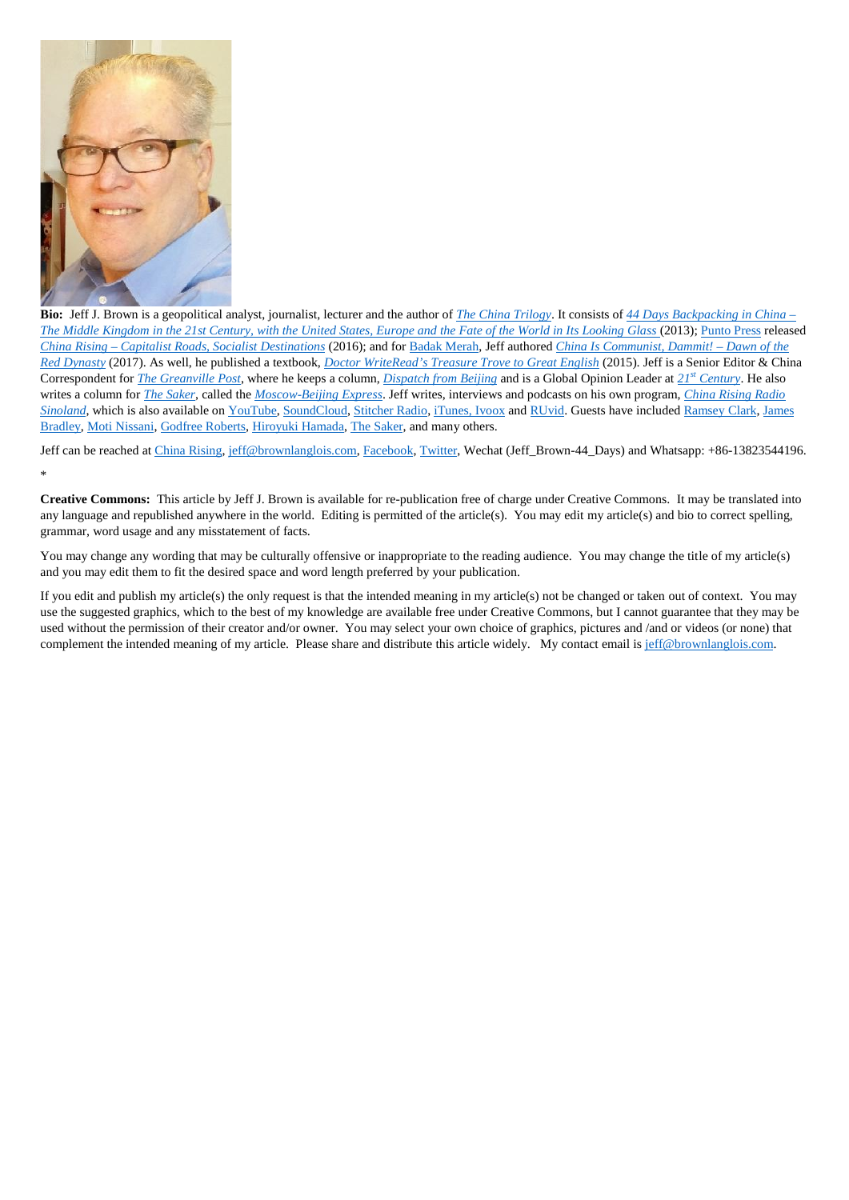**Bio:** Jeff J. Brown is a geopolitical analyst, journalist, lecturer and the author of *The China Trilogy*. It consists of *44 Days Backpacking in China – The Middle Kingdom in the 21st Century, with the United States, Europe and the Fate of the World in Its Looking Glass* (2013); Punto Press released *China Rising – Capitalist Roads, Socialist Destinations* (2016); and for Badak Merah, Jeff authored *China Is Communist, Dammit! – Dawn of the Red Dynasty* (2017). As well, he published a textbook, *Doctor WriteRead's Treasure Trove to Great English* (2015). Jeff is a Senior Editor & China Correspondent for *The Greanville Post*, where he keeps a column, *Dispatch from Beijing* and is a Global Opinion Leader at *21st Century*. He also writes a column for *The Saker*, called the *Moscow-Beijing Express*. Jeff writes, interviews and podcasts on his own program, *China Rising Radio Sinoland*, which is also available on YouTube, SoundCloud, Stitcher Radio, iTunes, Ivoox and RUvid. Guests have included Ramsey Clark, James Bradley, Moti Nissani, Godfree Roberts, Hiroyuki Hamada, The Saker, and many others.

Jeff can be reached at China Rising, jeff@brownlanglois.com, Facebook, Twitter, Wechat (Jeff_Brown-44_Days) and Whatsapp: +86-13823544196.

*

**Creative Commons:** This article by Jeff J. Brown is available for re-publication free of charge under Creative Commons. It may be translated into any language and republished anywhere in the world. Editing is permitted of the article(s). You may edit my article(s) and bio to correct spelling, grammar, word usage and any misstatement of facts.

You may change any wording that may be culturally offensive or inappropriate to the reading audience. You may change the title of my article(s) and you may edit them to fit the desired space and word length preferred by your publication.

If you edit and publish my article(s) the only request is that the intended meaning in my article(s) not be changed or taken out of context. You may use the suggested graphics, which to the best of my knowledge are available free under Creative Commons, but I cannot guarantee that they may be used without the permission of their creator and/or owner. You may select your own choice of graphics, pictures and /and or videos (or none) that complement the intended meaning of my article. Please share and distribute this article widely. My contact email is jeff@brownlanglois.com.